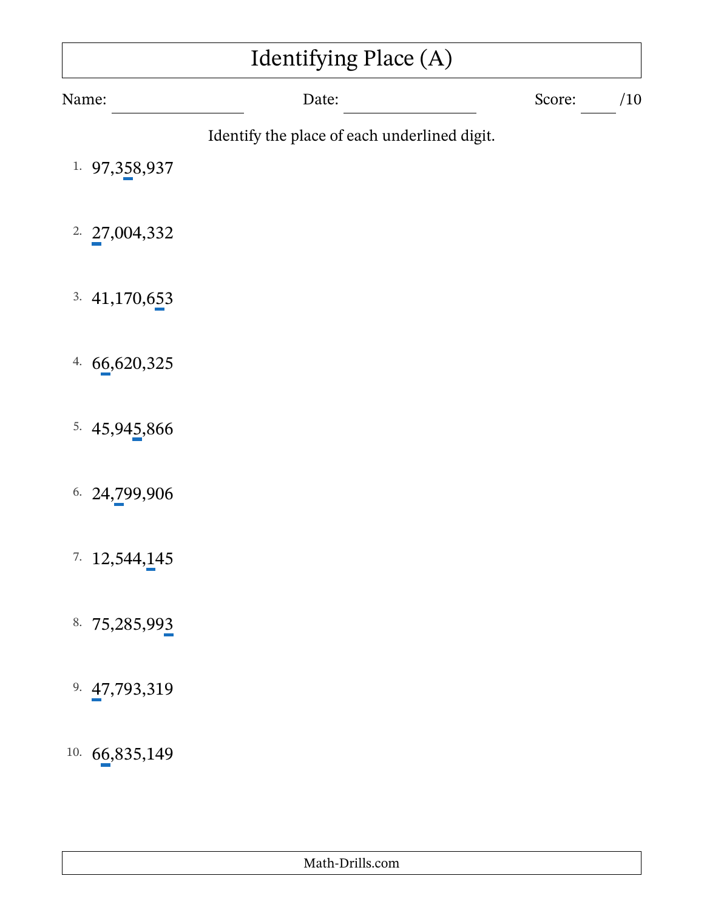# Identifying Place (A)

Name: ______________ Date: ______________ Score: ____ /10

Identify the place of each underlined digit.

1. 97,3<u>5</u>8,937

2. <u>2</u>7,004,332

3. 41,170,6<u>5</u>3

4. 6<u>6</u>,620,325

5. 45,94<u>5</u>,866

6. 24,<u>7</u>99,906

7. 12,544,<u>1</u>45

8. 75,285,99<u>3</u>

9. <u>4</u>7,793,319

10. 6<u>6</u>,835,149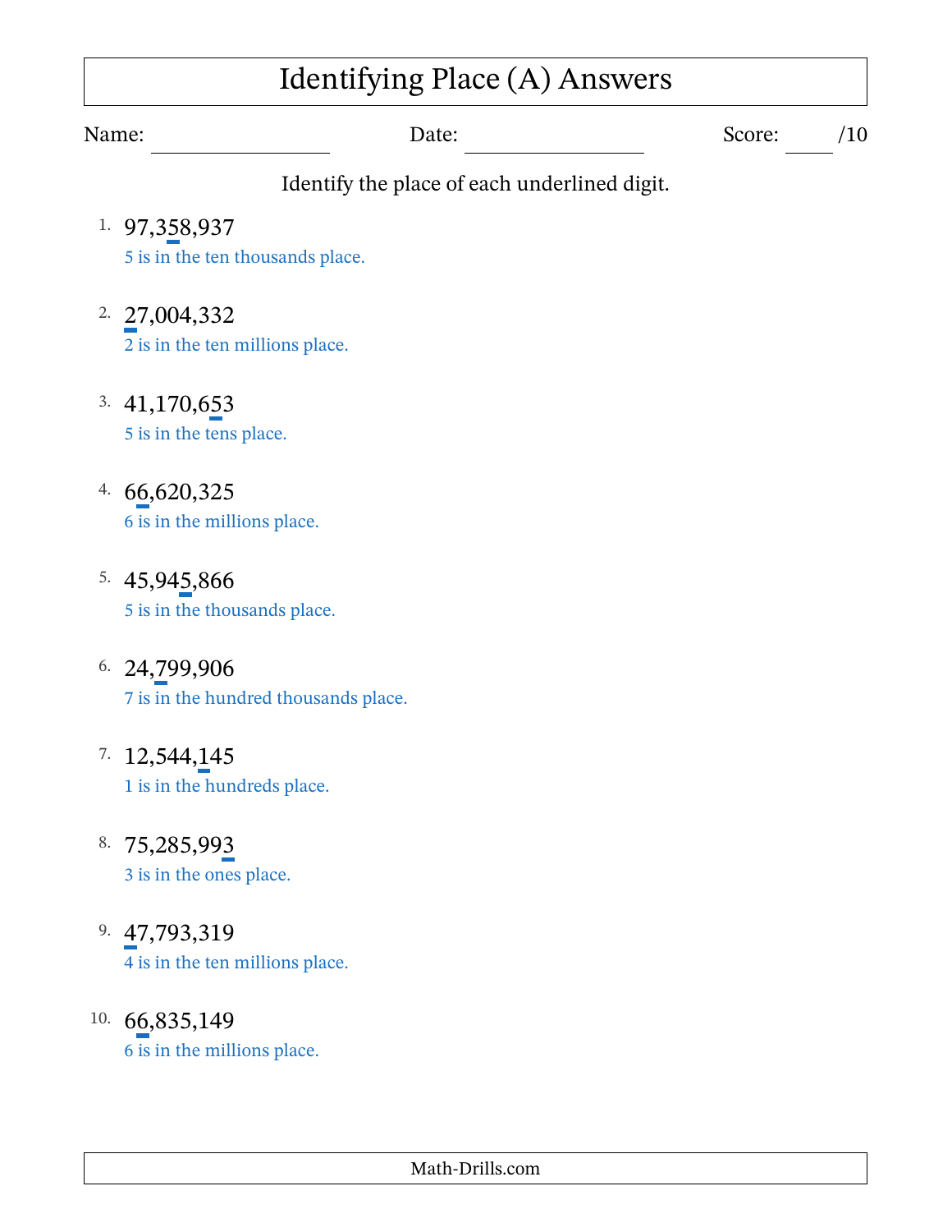# Identifying Place (A) Answers

Name: ________________ Date: ________________ Score: ____/10

Identify the place of each underlined digit.

1. 97,358,937
   5 is in the ten thousands place.

2. 27,004,332
   2 is in the ten millions place.

3. 41,170,653
   5 is in the tens place.

4. 66,620,325
   6 is in the millions place.

5. 45,945,866
   5 is in the thousands place.

6. 24,799,906
   7 is in the hundred thousands place.

7. 12,544,145
   1 is in the hundreds place.

8. 75,285,993
   3 is in the ones place.

9. 47,793,319
   4 is in the ten millions place.

10. 66,835,149
    6 is in the millions place.

Math-Drills.com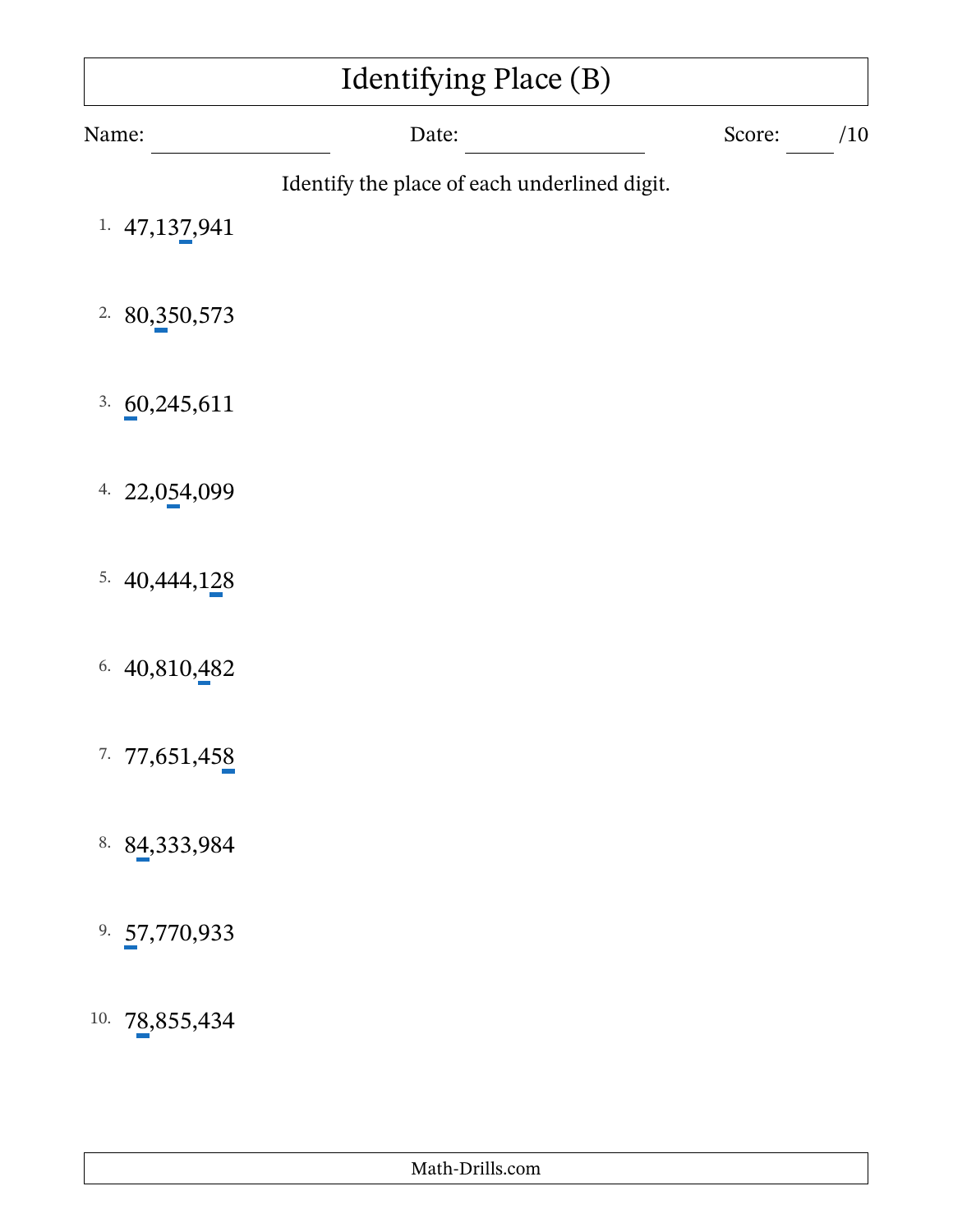# Identifying Place (B)

Name: ____________________ Date: ____________________ Score: _____ /10

Identify the place of each underlined digit.

1. 47,13<u>7</u>,941

2. 80,<u>3</u>50,573

3. <u>6</u>0,245,611

4. 22,0<u>5</u>4,099

5. 40,444,1<u>2</u>8

6. 40,810,<u>4</u>82

7. 77,651,45<u>8</u>

8. 8<u>4</u>,333,984

9. <u>5</u>7,770,933

10. 7<u>8</u>,855,434

Math-Drills.com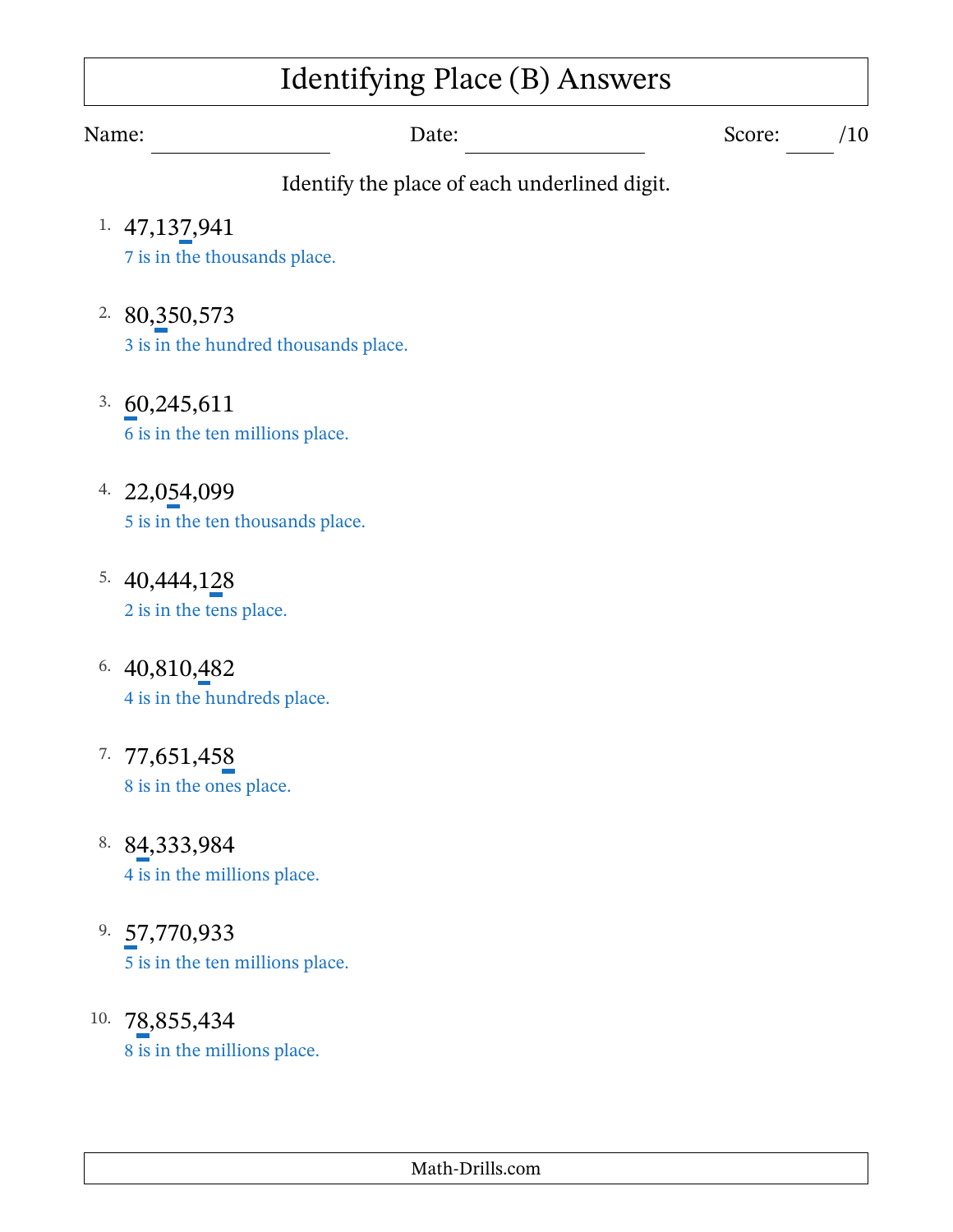# Identifying Place (B) Answers

Name: ______________ Date: ______________ Score: ____ /10

Identify the place of each underlined digit.

1. 47,137,941
   7 is in the thousands place.

2. 80,350,573
   3 is in the hundred thousands place.

3. 60,245,611
   6 is in the ten millions place.

4. 22,054,099
   5 is in the ten thousands place.

5. 40,444,128
   2 is in the tens place.

6. 40,810,482
   4 is in the hundreds place.

7. 77,651,458
   8 is in the ones place.

8. 84,333,984
   4 is in the millions place.

9. 57,770,933
   5 is in the ten millions place.

10. 78,855,434
    8 is in the millions place.

Math-Drills.com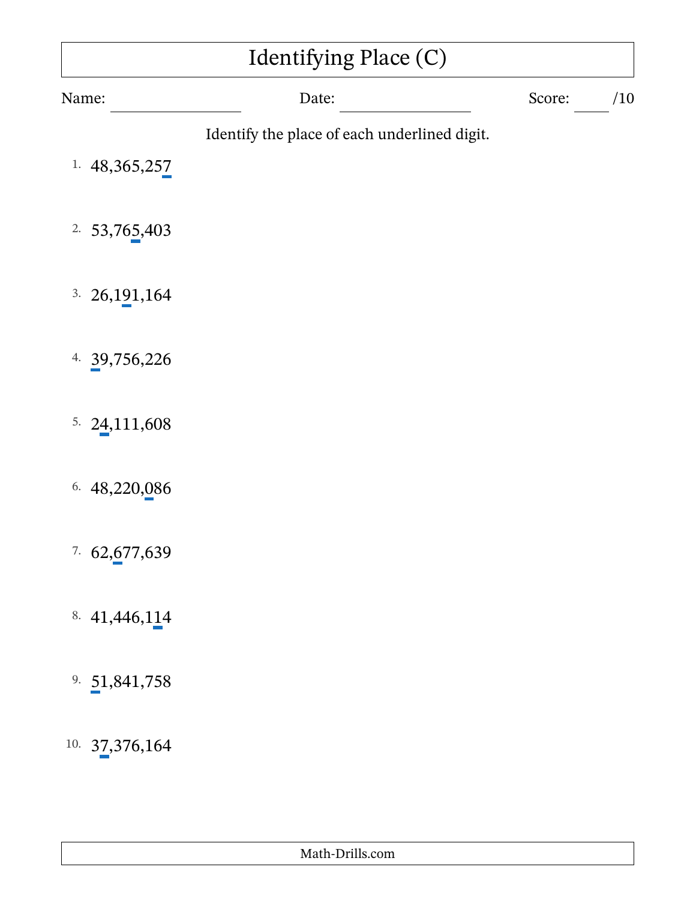# Identifying Place (C)

Name: ____________________ Date: ____________________ Score: _____ /10

Identify the place of each underlined digit.

1. 48,365,25<u>7</u>

2. 53,76<u>5</u>,403

3. 26,1<u>9</u>1,164

4. <u>3</u>9,756,226

5. 2<u>4</u>,111,608

6. 48,220,<u>0</u>86

7. 62,<u>6</u>77,639

8. 41,446,1<u>1</u>4

9. <u>5</u>1,841,758

10. 3<u>7</u>,376,164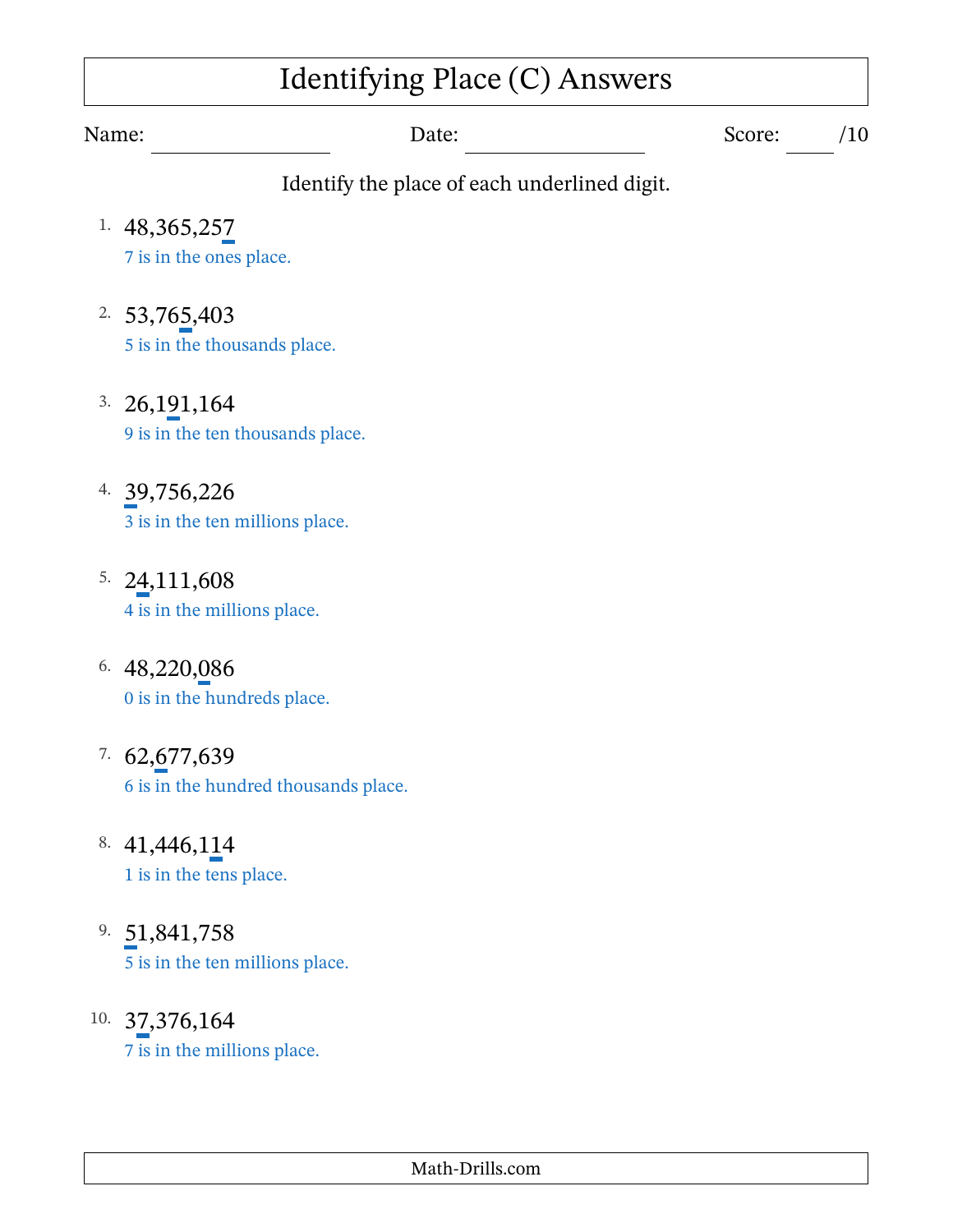# Identifying Place (C) Answers

Name: ____________ Date: ____________ Score: ____ /10

Identify the place of each underlined digit.

1. 48,365,257
   7 is in the ones place.

2. 53,765,403
   5 is in the thousands place.

3. 26,191,164
   9 is in the ten thousands place.

4. 39,756,226
   3 is in the ten millions place.

5. 24,111,608
   4 is in the millions place.

6. 48,220,086
   0 is in the hundreds place.

7. 62,677,639
   6 is in the hundred thousands place.

8. 41,446,114
   1 is in the tens place.

9. 51,841,758
   5 is in the ten millions place.

10. 37,376,164
    7 is in the millions place.

Math-Drills.com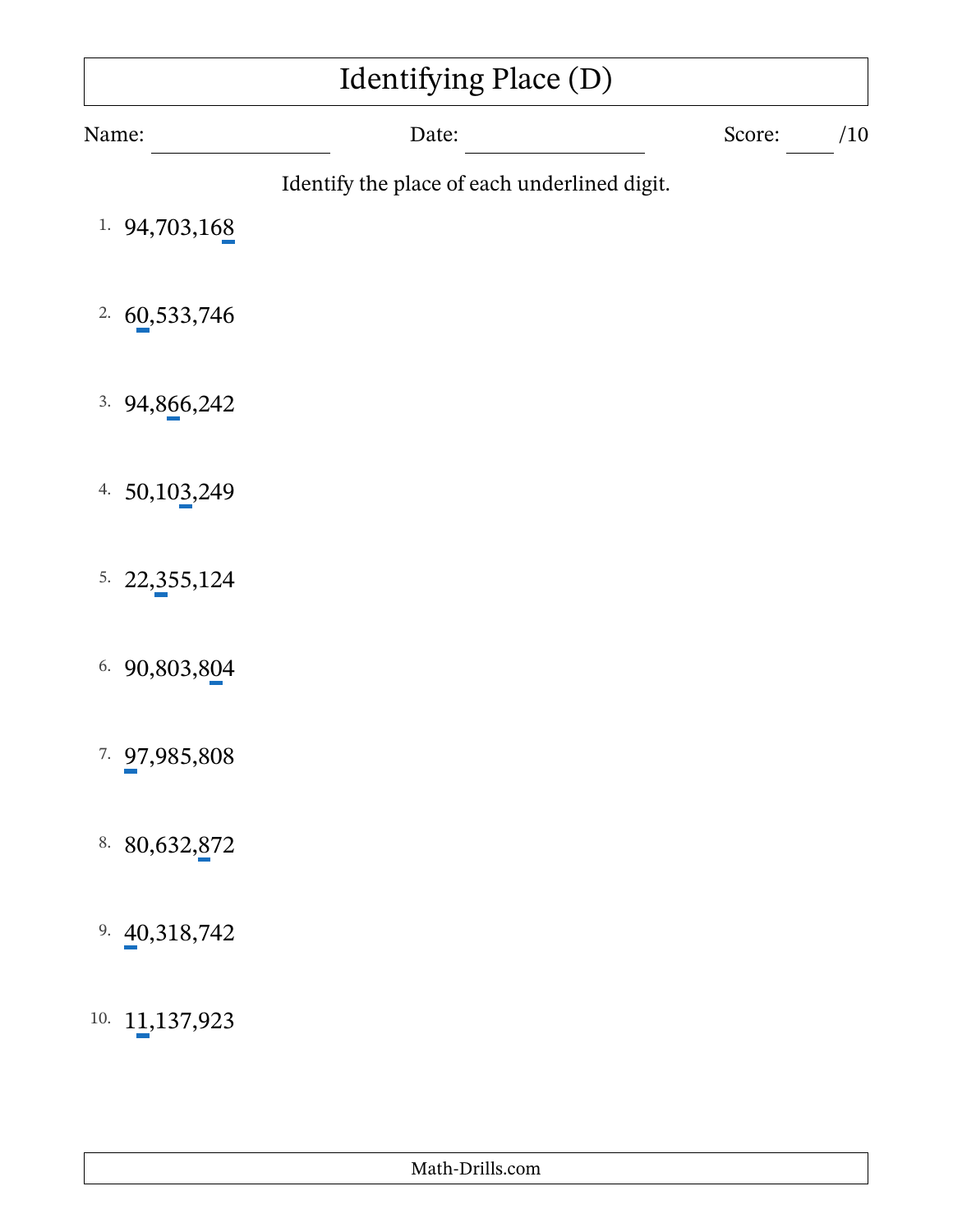# Identifying Place (D)

Name: ________________ Date: ________________ Score: _____ /10

Identify the place of each underlined digit.

1. 94,703,168
2. 60,533,746
3. 94,866,242
4. 50,103,249
5. 22,355,124
6. 90,803,804
7. 97,985,808
8. 80,632,872
9. 40,318,742
10. 11,137,923

Math-Drills.com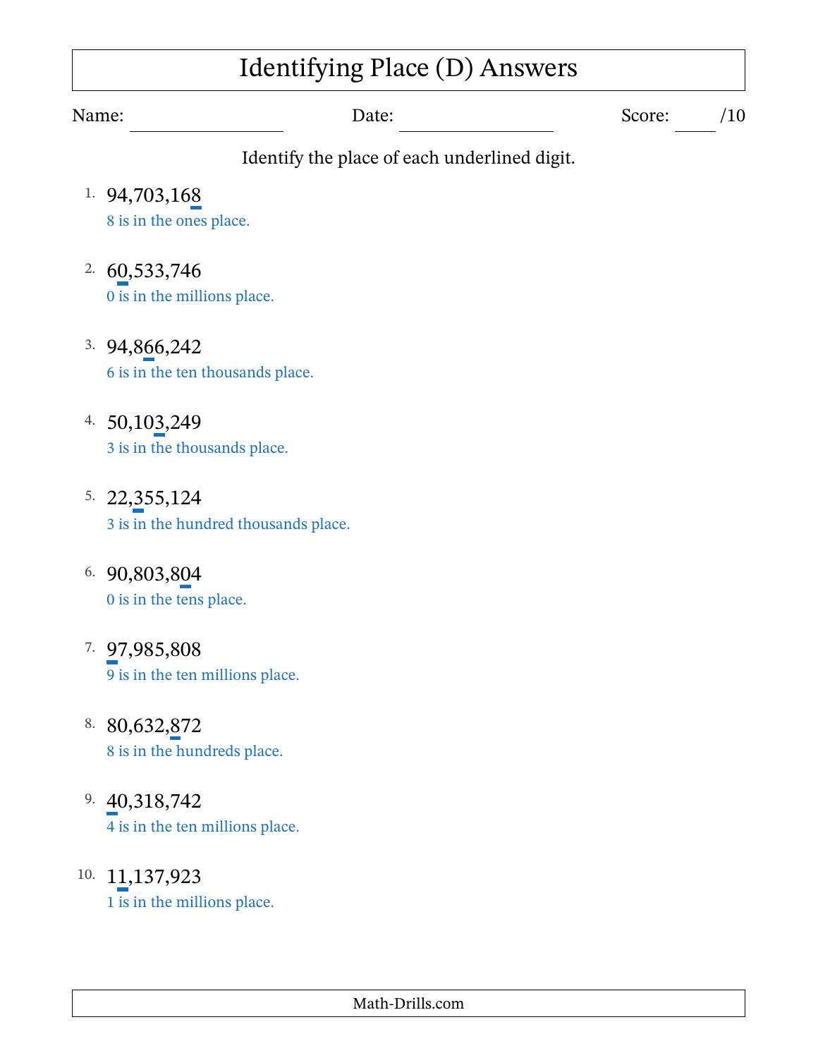# Identifying Place (D) Answers

Name: ______________ Date: ______________ Score: ____ /10

Identify the place of each underlined digit.

1. 94,703,16<u>8</u>
   8 is in the ones place.

2. 6<u>0</u>,533,746
   0 is in the millions place.

3. 94,8<u>6</u>6,242
   6 is in the ten thousands place.

4. 50,10<u>3</u>,249
   3 is in the thousands place.

5. 22,<u>3</u>55,124
   3 is in the hundred thousands place.

6. 90,803,8<u>0</u>4
   0 is in the tens place.

7. <u>9</u>7,985,808
   9 is in the ten millions place.

8. 80,632,<u>8</u>72
   8 is in the hundreds place.

9. <u>4</u>0,318,742
   4 is in the ten millions place.

10. 1<u>1</u>,137,923
    1 is in the millions place.

Math-Drills.com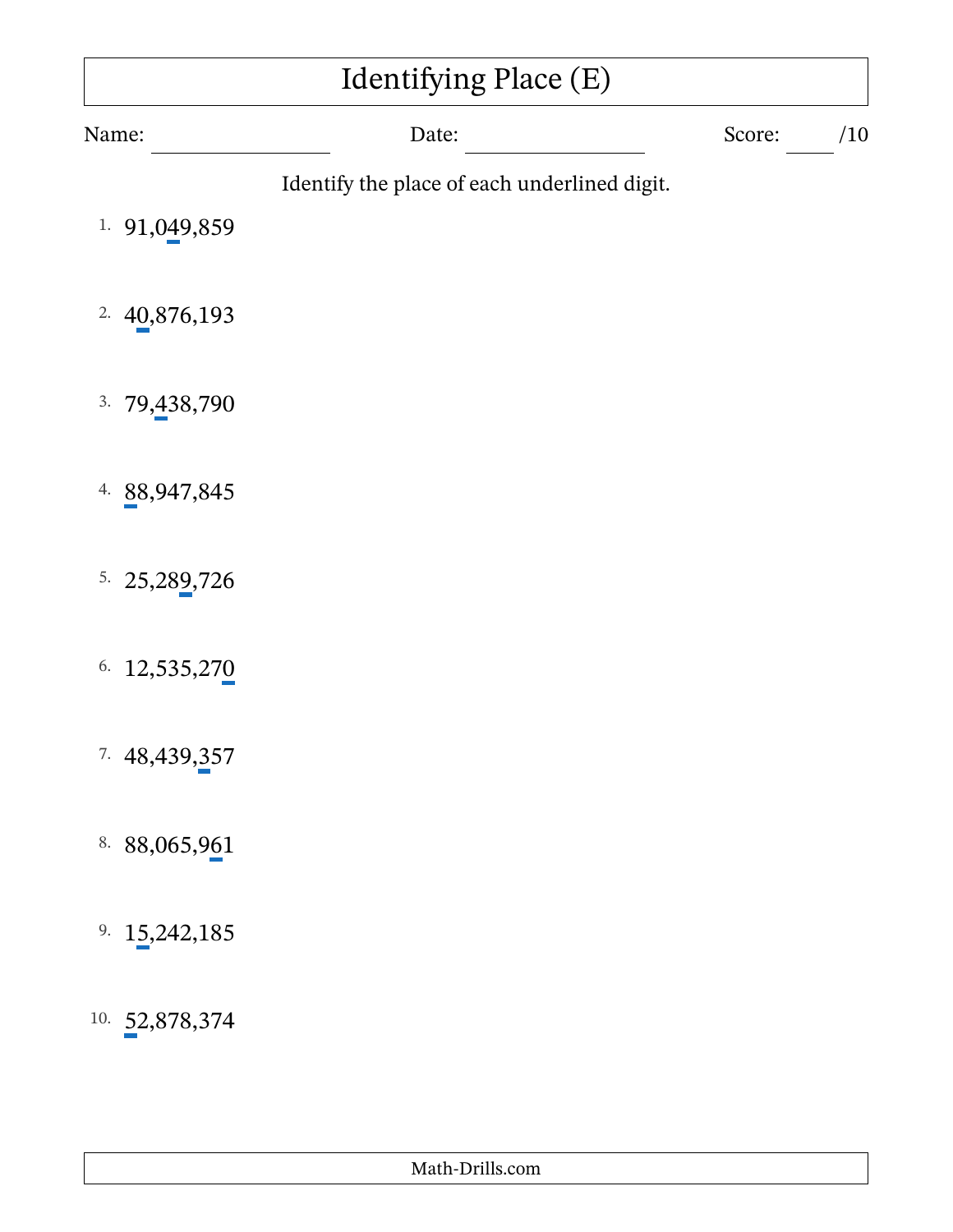# Identifying Place (E)

Name: ____________ Date: ____________ Score: ____ /10

Identify the place of each underlined digit.

1. 91,0<u>4</u>9,859

2. 4<u>0</u>,876,193

3. 79,<u>4</u>38,790

4. <u>8</u>8,947,845

5. 25,28<u>9</u>,726

6. 12,535,27<u>0</u>

7. 48,439,<u>3</u>57

8. 88,065,9<u>6</u>1

9. 1<u>5</u>,242,185

10. <u>5</u>2,878,374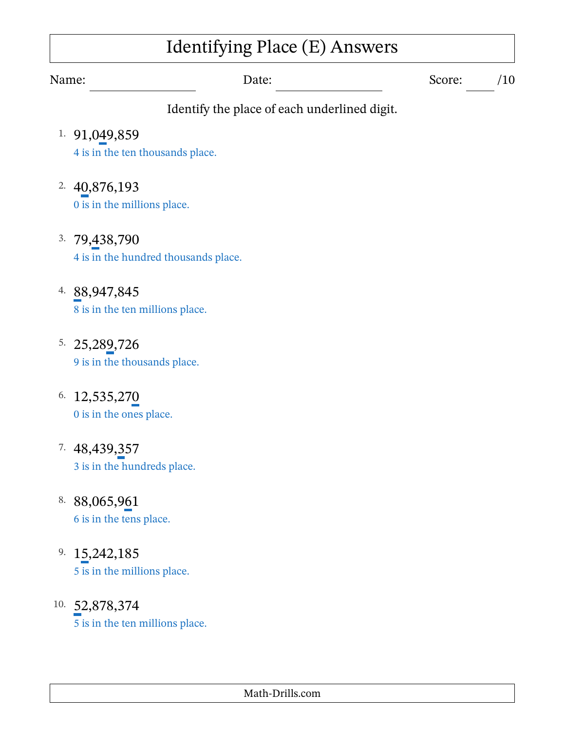# Identifying Place (E) Answers

Name: ________________ Date: ________________ Score: ____ /10

Identify the place of each underlined digit.

1. 91,049,859
   4 is in the ten thousands place.

2. 40,876,193
   0 is in the millions place.

3. 79,438,790
   4 is in the hundred thousands place.

4. 88,947,845
   8 is in the ten millions place.

5. 25,289,726
   9 is in the thousands place.

6. 12,535,270
   0 is in the ones place.

7. 48,439,357
   3 is in the hundreds place.

8. 88,065,961
   6 is in the tens place.

9. 15,242,185
   5 is in the millions place.

10. 52,878,374
    5 is in the ten millions place.

Math-Drills.com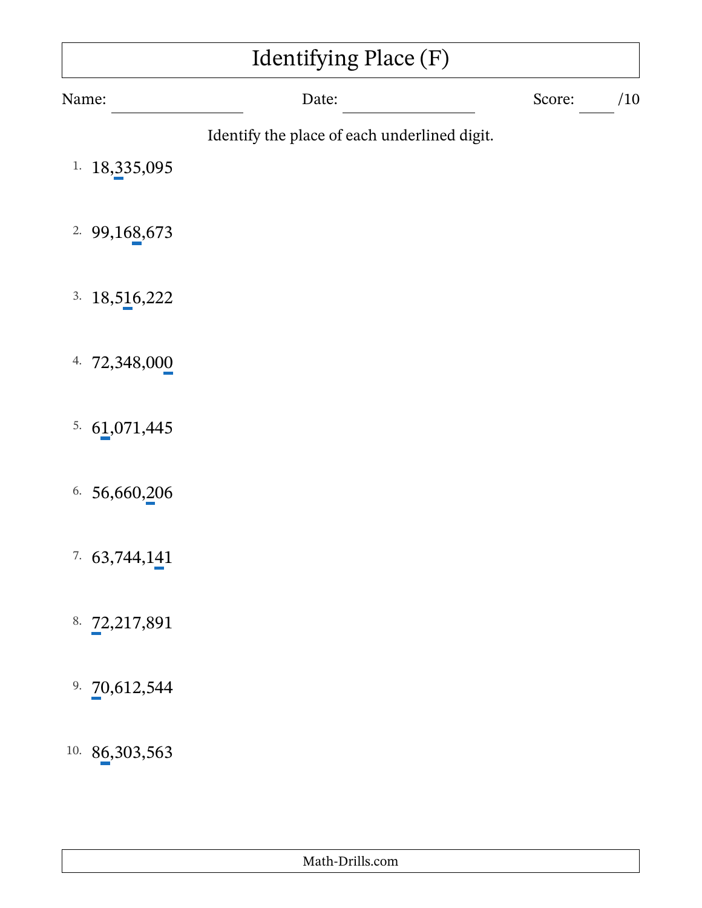# Identifying Place (F)

Name: ______________ Date: ______________ Score: ____ /10

Identify the place of each underlined digit.

1. 18,<u>3</u>35,095

2. 99,16<u>8</u>,673

3. 18,5<u>1</u>6,222

4. 72,348,00<u>0</u>

5. 6<u>1</u>,071,445

6. 56,660,<u>2</u>06

7. 63,744,1<u>4</u>1

8. <u>7</u>2,217,891

9. <u>7</u>0,612,544

10. 8<u>6</u>,303,563

Math-Drills.com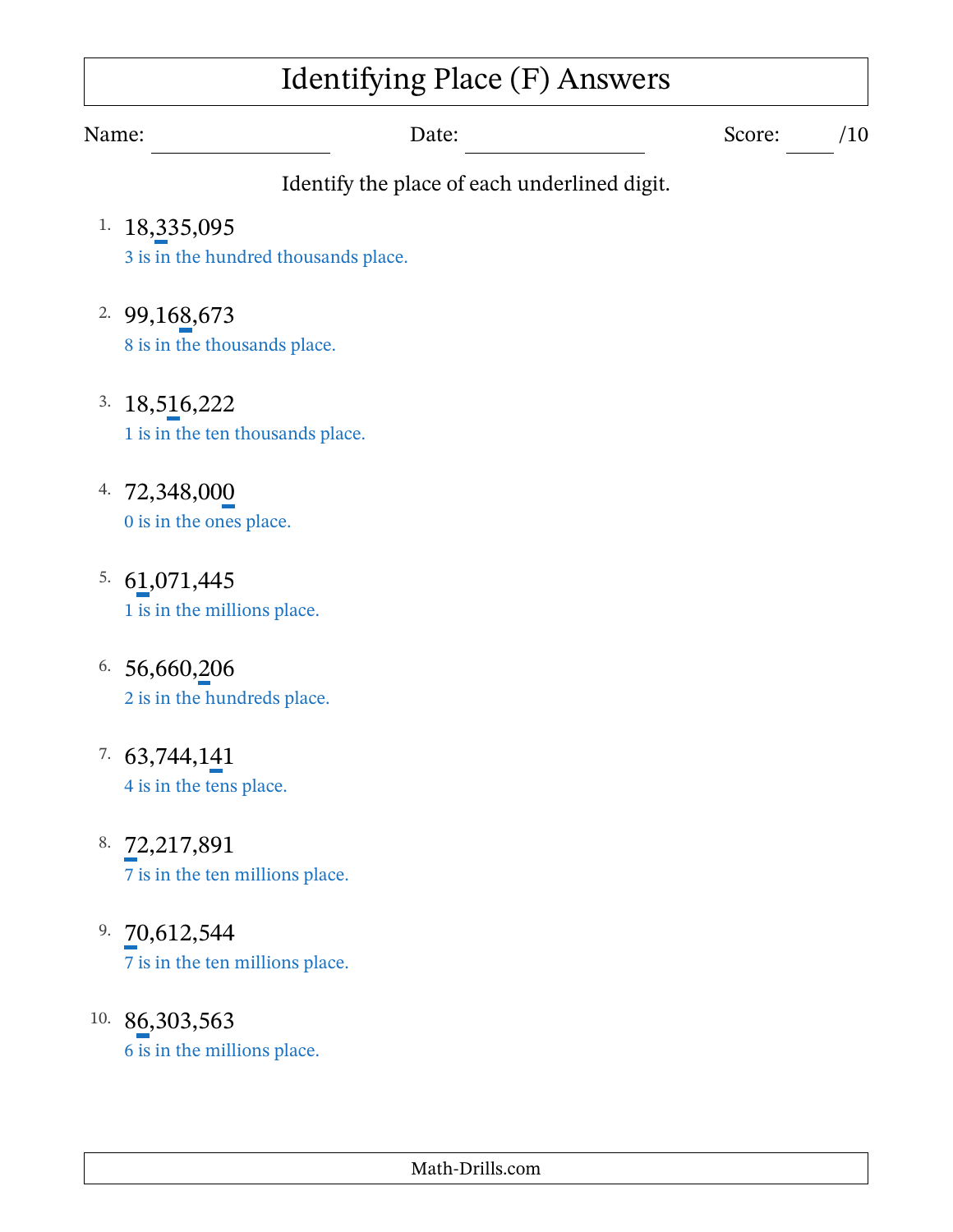# Identifying Place (F) Answers

Name: \_\_\_\_\_\_\_\_\_\_\_\_\_\_\_\_ Date: \_\_\_\_\_\_\_\_\_\_\_\_\_\_\_\_ Score: \_\_\_\_ /10

Identify the place of each underlined digit.

1. 18,<u>3</u>35,095
   3 is in the hundred thousands place.

2. 99,16<u>8</u>,673
   8 is in the thousands place.

3. 18,5<u>1</u>6,222
   1 is in the ten thousands place.

4. 72,348,00<u>0</u>
   0 is in the ones place.

5. 6<u>1</u>,071,445
   1 is in the millions place.

6. 56,660,<u>2</u>06
   2 is in the hundreds place.

7. 63,744,1<u>4</u>1
   4 is in the tens place.

8. <u>7</u>2,217,891
   7 is in the ten millions place.

9. <u>7</u>0,612,544
   7 is in the ten millions place.

10. 8<u>6</u>,303,563
    6 is in the millions place.

Math-Drills.com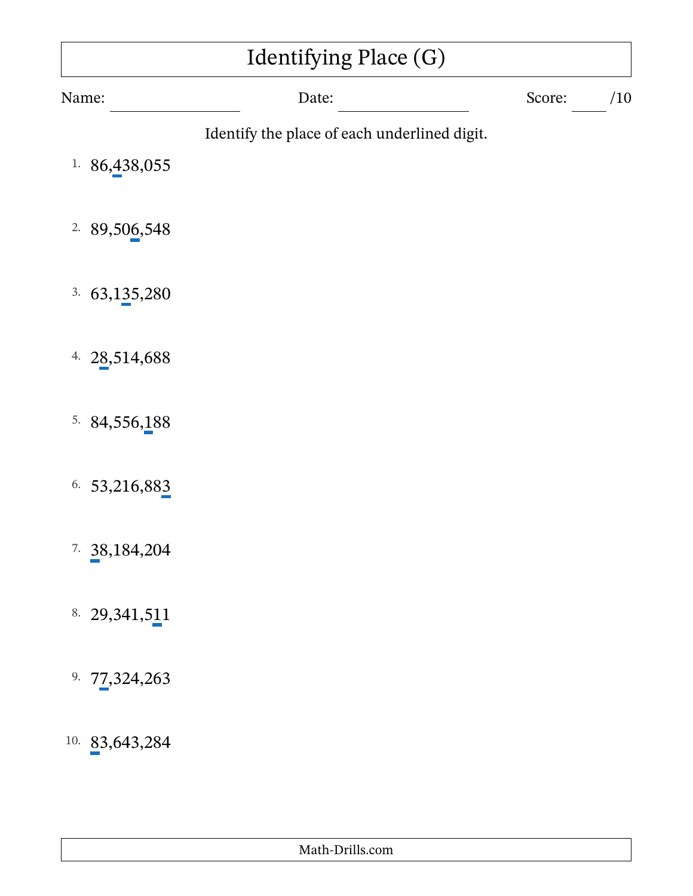# Identifying Place (G)

Name: ______________ Date: ______________ Score: ____ /10

Identify the place of each underlined digit.

1. 86,438,055

2. 89,506,548

3. 63,135,280

4. 28,514,688

5. 84,556,188

6. 53,216,883

7. 38,184,204

8. 29,341,511

9. 77,324,263

10. 83,643,284

Math-Drills.com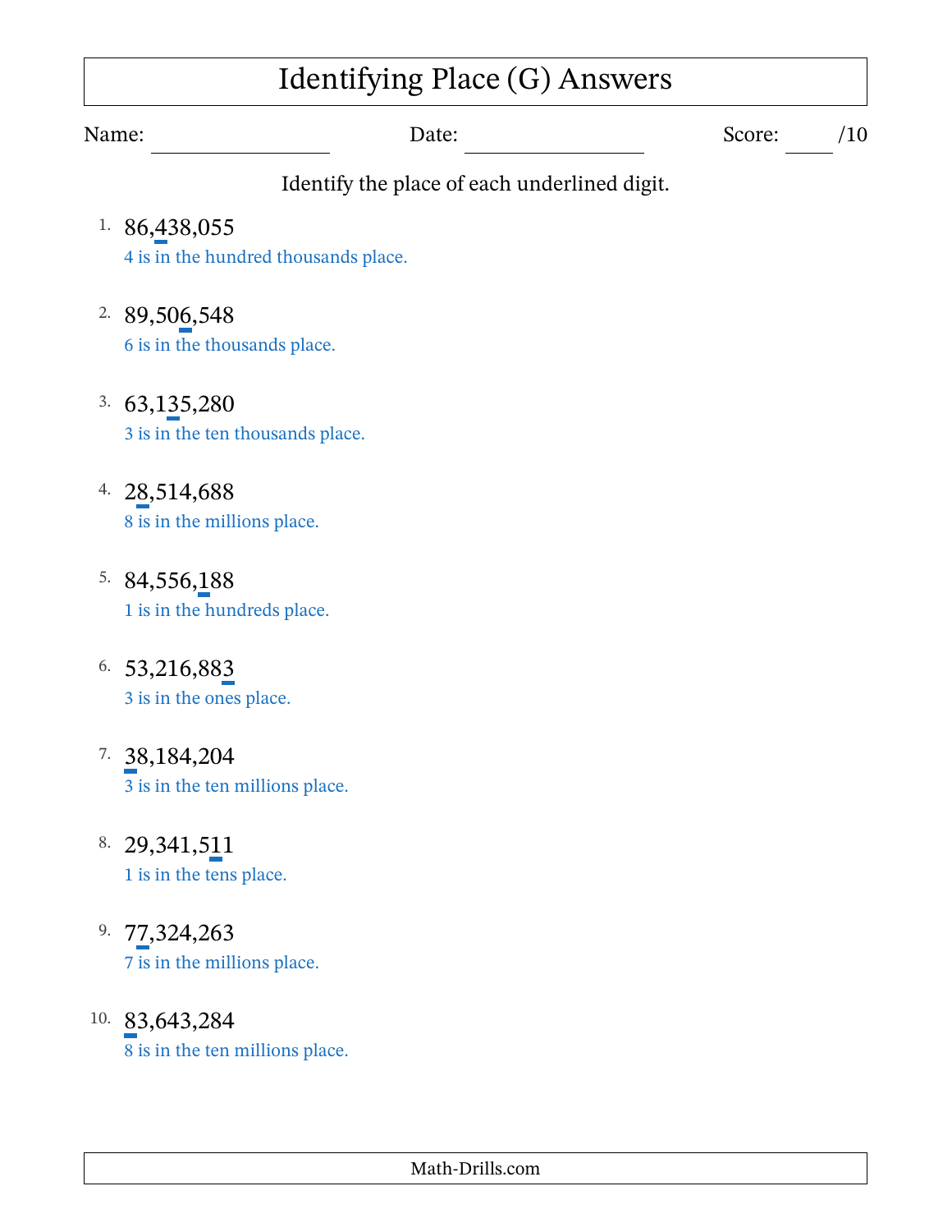# Identifying Place (G) Answers

Name: ________________ Date: ________________ Score: ____ /10

Identify the place of each underlined digit.

1. 86,438,055
   4 is in the hundred thousands place.

2. 89,506,548
   6 is in the thousands place.

3. 63,135,280
   3 is in the ten thousands place.

4. 28,514,688
   8 is in the millions place.

5. 84,556,188
   1 is in the hundreds place.

6. 53,216,883
   3 is in the ones place.

7. 38,184,204
   3 is in the ten millions place.

8. 29,341,511
   1 is in the tens place.

9. 77,324,263
   7 is in the millions place.

10. 83,643,284
    8 is in the ten millions place.

Math-Drills.com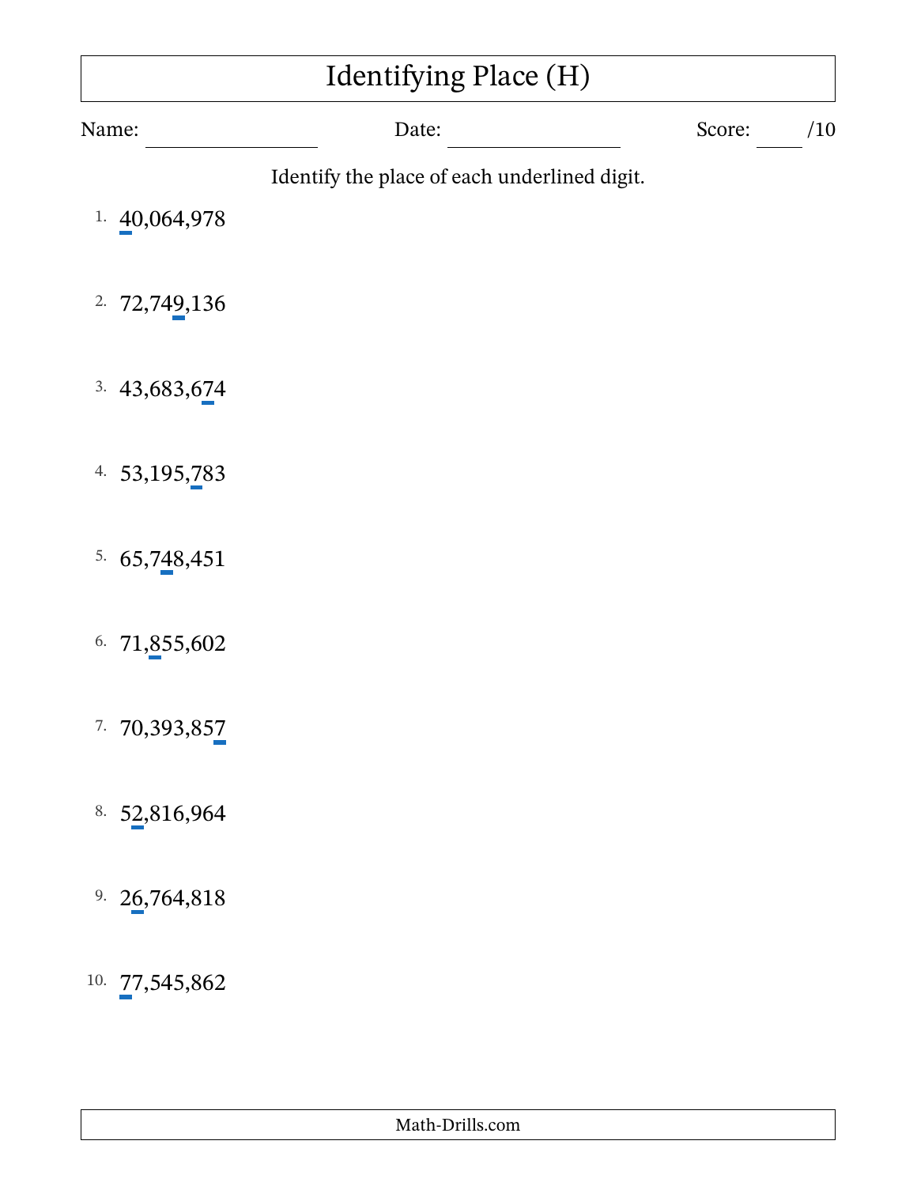# Identifying Place (H)

Name: ________________ Date: ________________ Score: ____ /10

Identify the place of each underlined digit.

1. 40,064,978

2. 72,749,136

3. 43,683,674

4. 53,195,783

5. 65,748,451

6. 71,855,602

7. 70,393,857

8. 52,816,964

9. 26,764,818

10. 77,545,862

Math-Drills.com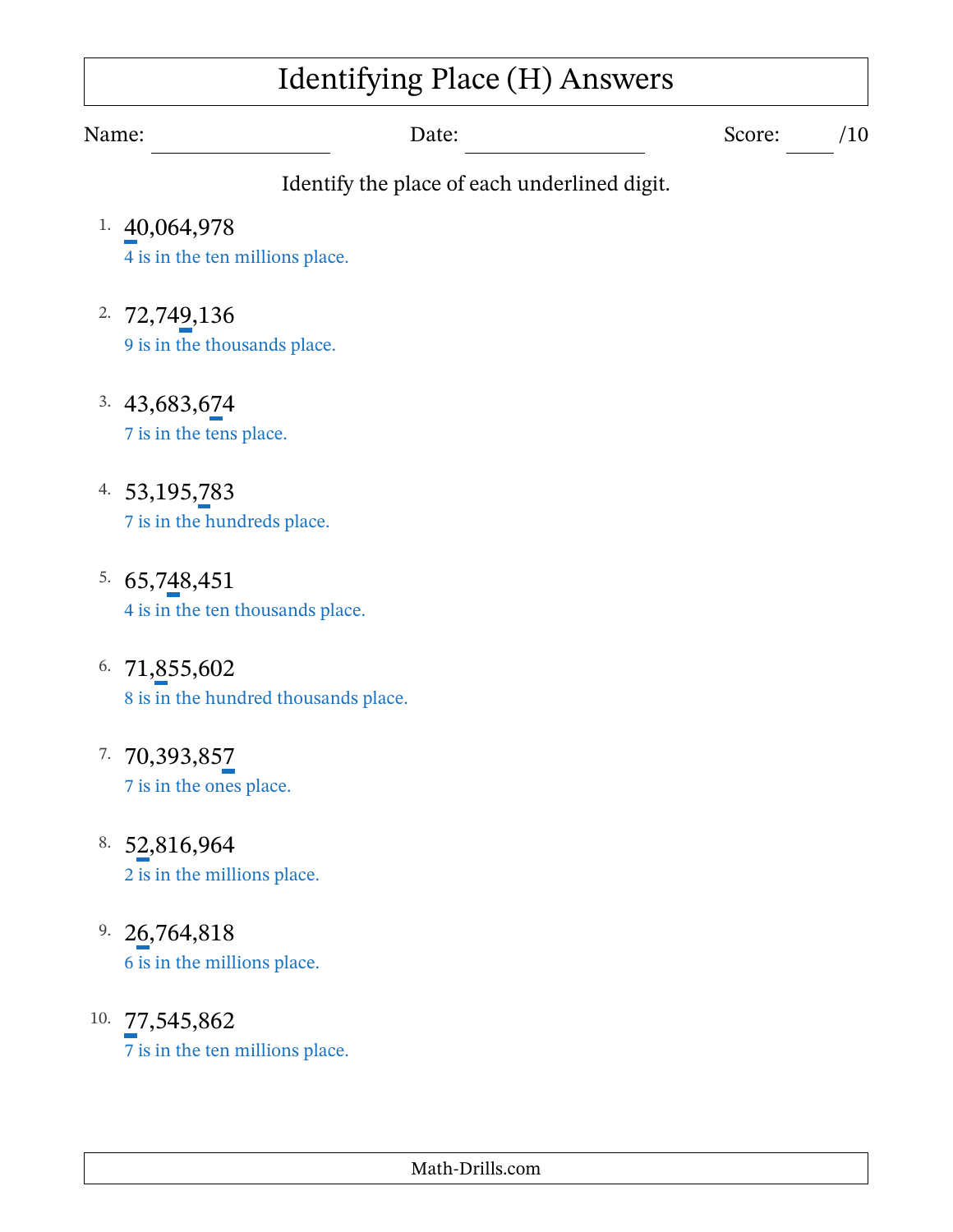# Identifying Place (H) Answers

Name: \_\_\_\_\_\_\_\_\_\_\_\_\_\_\_\_ Date: \_\_\_\_\_\_\_\_\_\_\_\_\_\_\_\_ Score: \_\_\_\_ /10

Identify the place of each underlined digit.

1. 40,064,978
   4 is in the ten millions place.

2. 72,749,136
   9 is in the thousands place.

3. 43,683,674
   7 is in the tens place.

4. 53,195,783
   7 is in the hundreds place.

5. 65,748,451
   4 is in the ten thousands place.

6. 71,855,602
   8 is in the hundred thousands place.

7. 70,393,857
   7 is in the ones place.

8. 52,816,964
   2 is in the millions place.

9. 26,764,818
   6 is in the millions place.

10. 77,545,862
    7 is in the ten millions place.

Math-Drills.com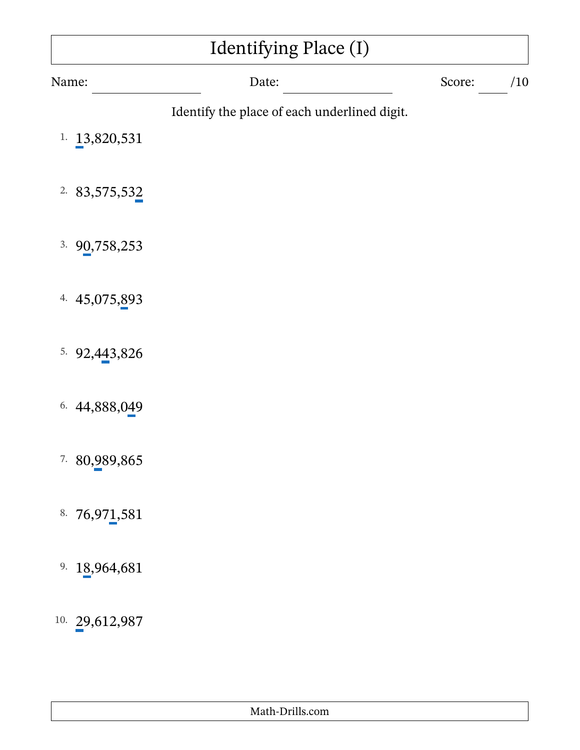# Identifying Place (I)

Name: ________________ Date: ________________ Score: ____ /10

Identify the place of each underlined digit.

1. 13,820,531

2. 83,575,532

3. 90,758,253

4. 45,075,893

5. 92,443,826

6. 44,888,049

7. 80,989,865

8. 76,971,581

9. 18,964,681

10. 29,612,987

Math-Drills.com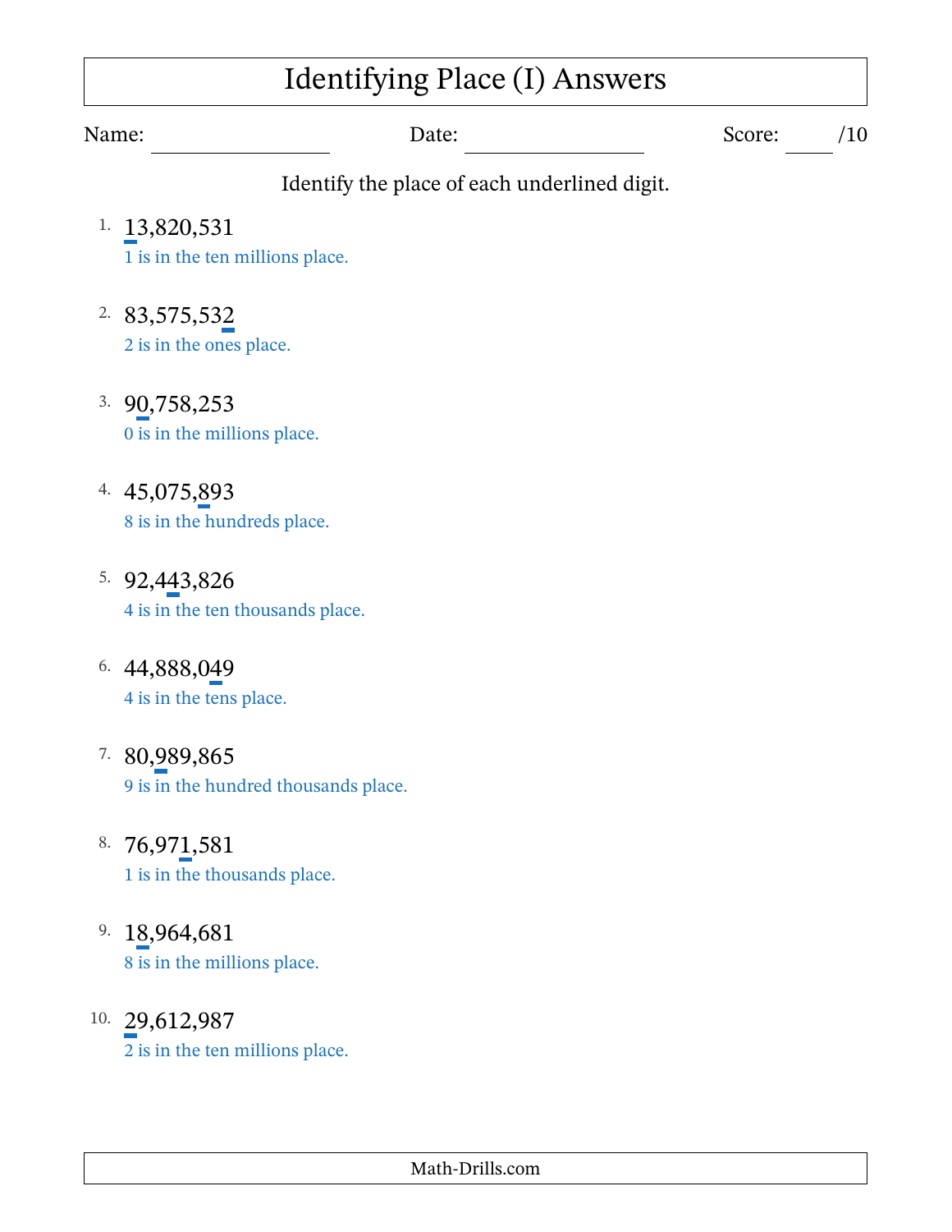# Identifying Place (I) Answers

Name: \_\_\_\_\_\_\_\_\_\_\_\_\_\_\_\_ Date: \_\_\_\_\_\_\_\_\_\_\_\_\_\_\_\_ Score: \_\_\_\_ /10

Identify the place of each underlined digit.

1. <u>1</u>3,820,531
   1 is in the ten millions place.

2. 83,575,53<u>2</u>
   2 is in the ones place.

3. 9<u>0</u>,758,253
   0 is in the millions place.

4. 45,075,<u>8</u>93
   8 is in the hundreds place.

5. 92,4<u>4</u>3,826
   4 is in the ten thousands place.

6. 44,888,0<u>4</u>9
   4 is in the tens place.

7. 80,<u>9</u>89,865
   9 is in the hundred thousands place.

8. 76,97<u>1</u>,581
   1 is in the thousands place.

9. 1<u>8</u>,964,681
   8 is in the millions place.

10. <u>2</u>9,612,987
    2 is in the ten millions place.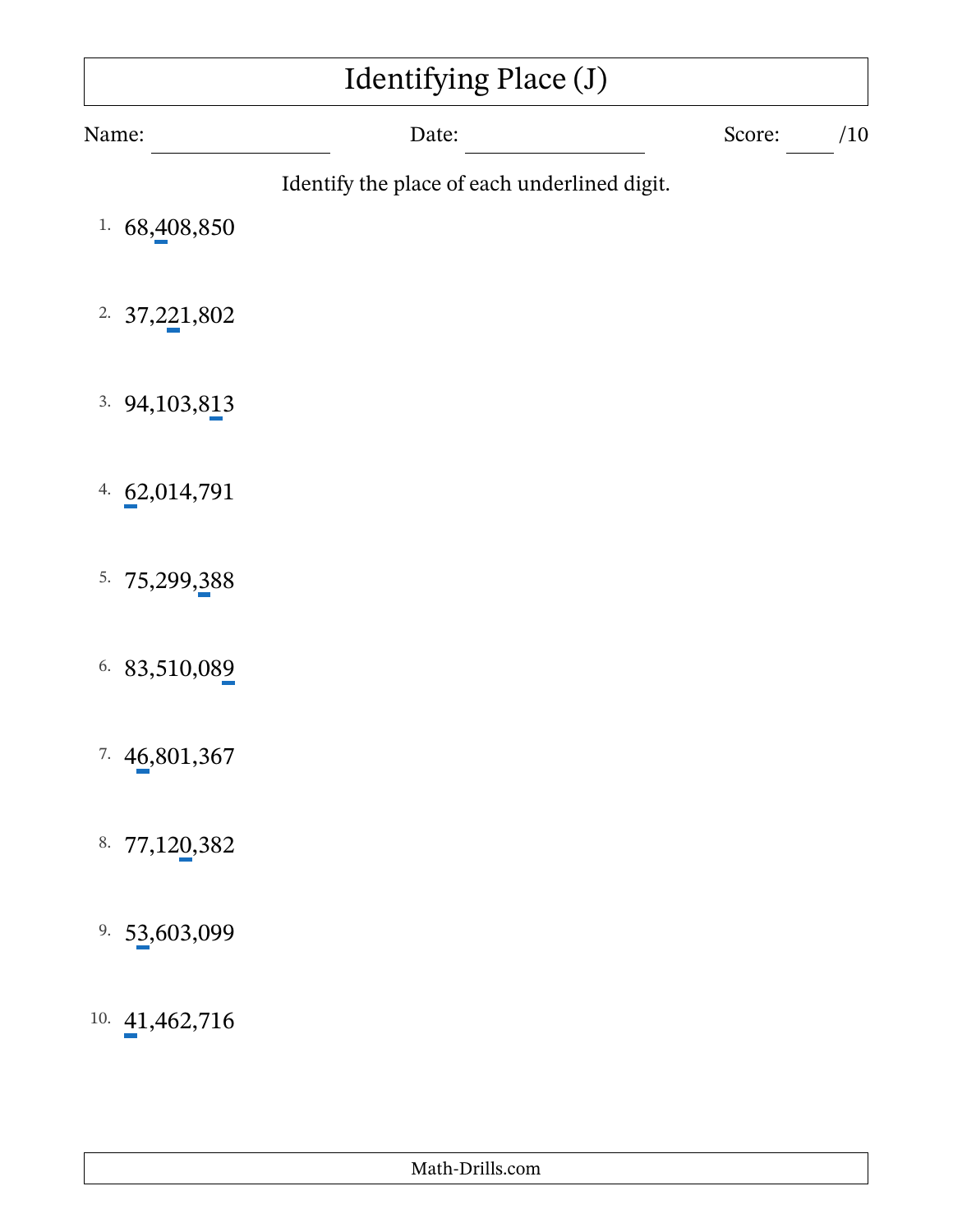# Identifying Place (J)

Name: ____________________ Date: ____________________ Score: ______ /10

Identify the place of each underlined digit.

1. 68,<u>4</u>08,850

2. 37,2<u>2</u>1,802

3. 94,103,8<u>1</u>3

4. <u>6</u>2,014,791

5. 75,299,<u>3</u>88

6. 83,510,08<u>9</u>

7. 4<u>6</u>,801,367

8. 77,12<u>0</u>,382

9. 5<u>3</u>,603,099

10. <u>4</u>1,462,716

Math-Drills.com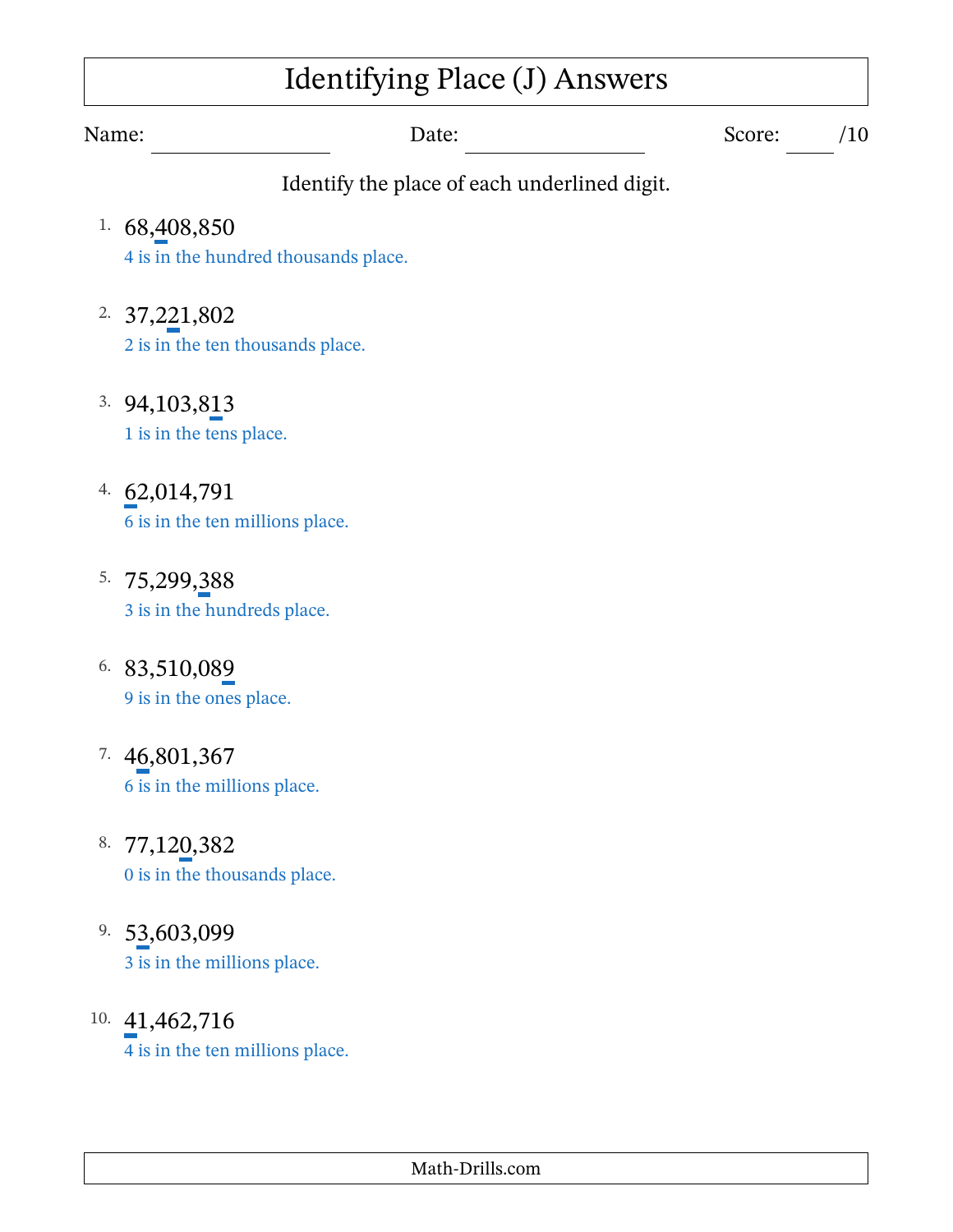# Identifying Place (J) Answers

Name: ______________ Date: ______________ Score: ____ /10

Identify the place of each underlined digit.

1. 68,408,850
   4 is in the hundred thousands place.

2. 37,221,802
   2 is in the ten thousands place.

3. 94,103,813
   1 is in the tens place.

4. 62,014,791
   6 is in the ten millions place.

5. 75,299,388
   3 is in the hundreds place.

6. 83,510,089
   9 is in the ones place.

7. 46,801,367
   6 is in the millions place.

8. 77,120,382
   0 is in the thousands place.

9. 53,603,099
   3 is in the millions place.

10. 41,462,716
    4 is in the ten millions place.

Math-Drills.com